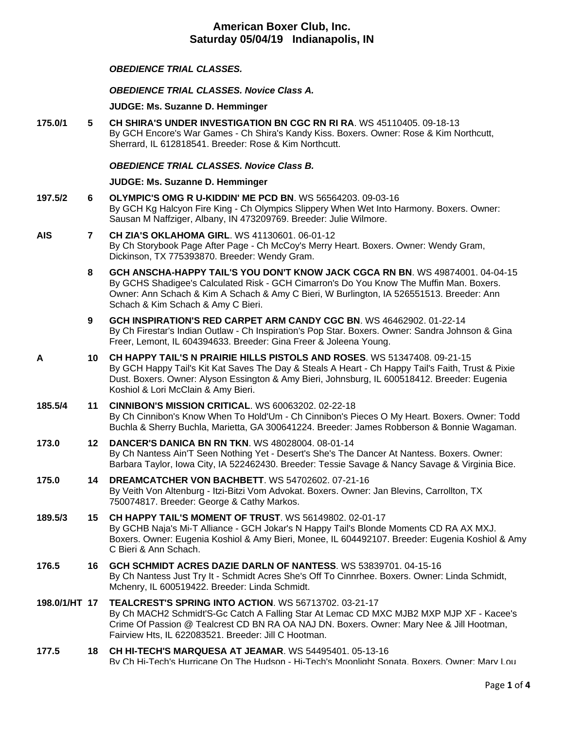# American Boxer Club, Inc.
## Saturday 05/04/19 Indianapolis, IN

***OBEDIENCE TRIAL CLASSES.***

***OBEDIENCE TRIAL CLASSES. Novice Class A.***

**JUDGE: Ms. Suzanne D. Hemminger**

**175.0/1** **5** **CH SHIRA'S UNDER INVESTIGATION BN CGC RN RI RA**. WS 45110405. 09-18-13
By GCH Encore's War Games - Ch Shira's Kandy Kiss. Boxers. Owner: Rose & Kim Northcutt, Sherrard, IL 612818541. Breeder: Rose & Kim Northcutt.

***OBEDIENCE TRIAL CLASSES. Novice Class B.***

**JUDGE: Ms. Suzanne D. Hemminger**

**197.5/2** **6** **OLYMPIC'S OMG R U-KIDDIN' ME PCD BN**. WS 56564203. 09-03-16
By GCH Kg Halcyon Fire King - Ch Olympics Slippery When Wet Into Harmony. Boxers. Owner: Sausan M Naffziger, Albany, IN 473209769. Breeder: Julie Wilmore.

**AIS** **7** **CH ZIA'S OKLAHOMA GIRL**. WS 41130601. 06-01-12
By Ch Storybook Page After Page - Ch McCoy's Merry Heart. Boxers. Owner: Wendy Gram, Dickinson, TX 775393870. Breeder: Wendy Gram.

**8** **GCH ANSCHA-HAPPY TAIL'S YOU DON'T KNOW JACK CGCA RN BN**. WS 49874001. 04-04-15
By GCHS Shadigee's Calculated Risk - GCH Cimarron's Do You Know The Muffin Man. Boxers. Owner: Ann Schach & Kim A Schach & Amy C Bieri, W Burlington, IA 526551513. Breeder: Ann Schach & Kim Schach & Amy C Bieri.

**9** **GCH INSPIRATION'S RED CARPET ARM CANDY CGC BN**. WS 46462902. 01-22-14
By Ch Firestar's Indian Outlaw - Ch Inspiration's Pop Star. Boxers. Owner: Sandra Johnson & Gina Freer, Lemont, IL 604394633. Breeder: Gina Freer & Joleena Young.

**A** **10** **CH HAPPY TAIL'S N PRAIRIE HILLS PISTOLS AND ROSES**. WS 51347408. 09-21-15
By GCH Happy Tail's Kit Kat Saves The Day & Steals A Heart - Ch Happy Tail's Faith, Trust & Pixie Dust. Boxers. Owner: Alyson Essington & Amy Bieri, Johnsburg, IL 600518412. Breeder: Eugenia Koshiol & Lori McClain & Amy Bieri.

**185.5/4** **11** **CINNIBON'S MISSION CRITICAL**. WS 60063202. 02-22-18
By Ch Cinnibon's Know When To Hold'Um - Ch Cinnibon's Pieces O My Heart. Boxers. Owner: Todd Buchla & Sherry Buchla, Marietta, GA 300641224. Breeder: James Robberson & Bonnie Wagaman.

**173.0** **12** **DANCER'S DANICA BN RN TKN**. WS 48028004. 08-01-14
By Ch Nantess Ain'T Seen Nothing Yet - Desert's She's The Dancer At Nantess. Boxers. Owner: Barbara Taylor, Iowa City, IA 522462430. Breeder: Tessie Savage & Nancy Savage & Virginia Bice.

**175.0** **14** **DREAMCATCHER VON BACHBETT**. WS 54702602. 07-21-16
By Veith Von Altenburg - Itzi-Bitzi Vom Advokat. Boxers. Owner: Jan Blevins, Carrollton, TX 750074817. Breeder: George & Cathy Markos.

**189.5/3** **15** **CH HAPPY TAIL'S MOMENT OF TRUST**. WS 56149802. 02-01-17
By GCHB Naja's Mi-T Alliance - GCH Jokar's N Happy Tail's Blonde Moments CD RA AX MXJ. Boxers. Owner: Eugenia Koshiol & Amy Bieri, Monee, IL 604492107. Breeder: Eugenia Koshiol & Amy C Bieri & Ann Schach.

**176.5** **16** **GCH SCHMIDT ACRES DAZIE DARLN OF NANTESS**. WS 53839701. 04-15-16
By Ch Nantess Just Try It - Schmidt Acres She's Off To Cinnrhee. Boxers. Owner: Linda Schmidt, Mchenry, IL 600519422. Breeder: Linda Schmidt.

**198.0/1/HT** **17** **TEALCREST'S SPRING INTO ACTION**. WS 56713702. 03-21-17
By Ch MACH2 Schmidt'S-Gc Catch A Falling Star At Lemac CD MXC MJB2 MXP MJP XF - Kacee's Crime Of Passion @ Tealcrest CD BN RA OA NAJ DN. Boxers. Owner: Mary Nee & Jill Hootman, Fairview Hts, IL 622083521. Breeder: Jill C Hootman.

**177.5** **18** **CH HI-TECH'S MARQUESA AT JEAMAR**. WS 54495401. 05-13-16
By Ch Hi-Tech's Hurricane On The Hudson - Hi-Tech's Moonlight Sonata. Boxers. Owner: Mary Lou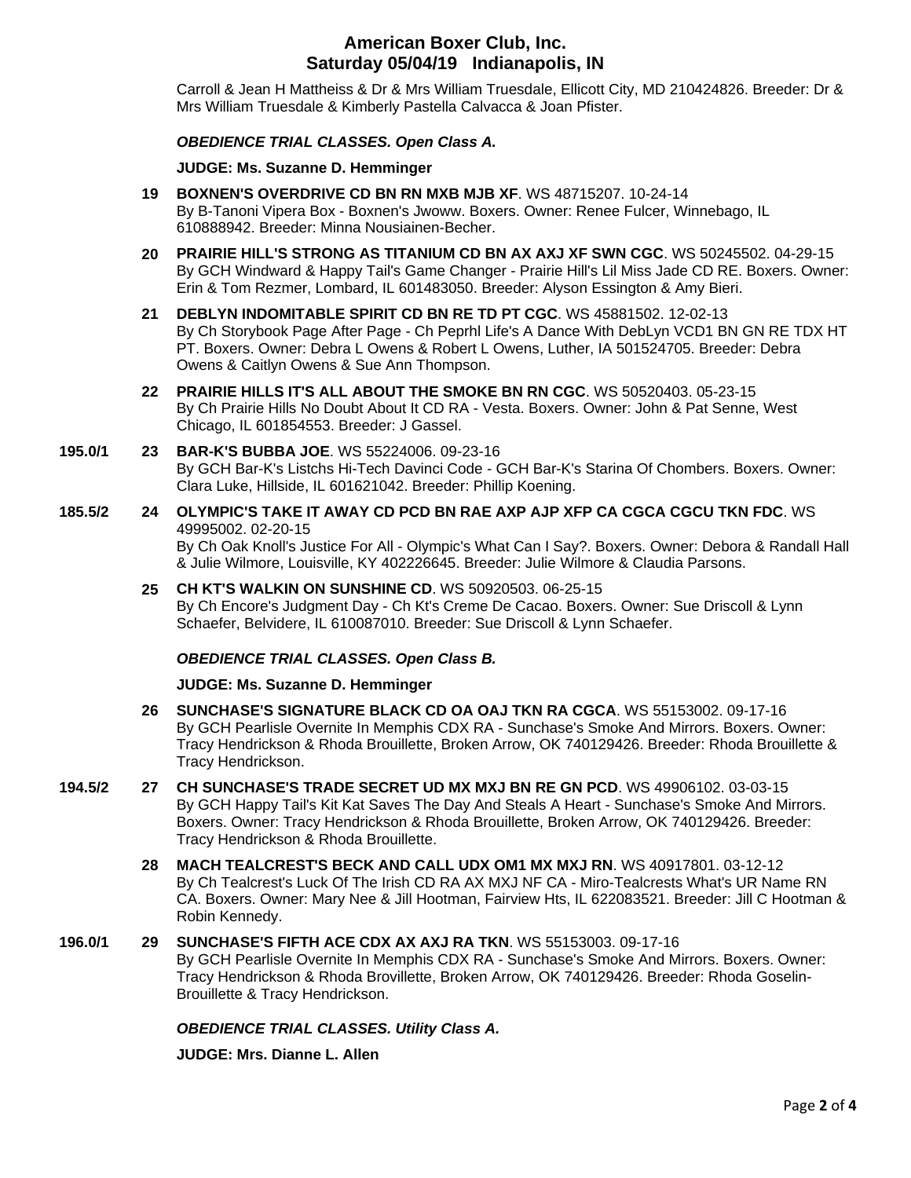Carroll & Jean H Mattheiss & Dr & Mrs William Truesdale, Ellicott City, MD 210424826. Breeder: Dr & Mrs William Truesdale & Kimberly Pastella Calvacca & Joan Pfister.

***OBEDIENCE TRIAL CLASSES. Open Class A.***

**JUDGE: Ms. Suzanne D. Hemminger**

**19 BOXNEN'S OVERDRIVE CD BN RN MXB MJB XF**. WS 48715207. 10-24-14
By B-Tanoni Vipera Box - Boxnen's Jwoww. Boxers. Owner: Renee Fulcer, Winnebago, IL 610888942. Breeder: Minna Nousiainen-Becher.

**20 PRAIRIE HILL'S STRONG AS TITANIUM CD BN AX AXJ XF SWN CGC**. WS 50245502. 04-29-15
By GCH Windward & Happy Tail's Game Changer - Prairie Hill's Lil Miss Jade CD RE. Boxers. Owner: Erin & Tom Rezmer, Lombard, IL 601483050. Breeder: Alyson Essington & Amy Bieri.

**21 DEBLYN INDOMITABLE SPIRIT CD BN RE TD PT CGC**. WS 45881502. 12-02-13
By Ch Storybook Page After Page - Ch Peprhl Life's A Dance With DebLyn VCD1 BN GN RE TDX HT PT. Boxers. Owner: Debra L Owens & Robert L Owens, Luther, IA 501524705. Breeder: Debra Owens & Caitlyn Owens & Sue Ann Thompson.

**22 PRAIRIE HILLS IT'S ALL ABOUT THE SMOKE BN RN CGC**. WS 50520403. 05-23-15
By Ch Prairie Hills No Doubt About It CD RA - Vesta. Boxers. Owner: John & Pat Senne, West Chicago, IL 601854553. Breeder: J Gassel.

**195.0/1** **23 BAR-K'S BUBBA JOE**. WS 55224006. 09-23-16
By GCH Bar-K's Listchs Hi-Tech Davinci Code - GCH Bar-K's Starina Of Chombers. Boxers. Owner: Clara Luke, Hillside, IL 601621042. Breeder: Phillip Koening.

**185.5/2** **24 OLYMPIC'S TAKE IT AWAY CD PCD BN RAE AXP AJP XFP CA CGCA CGCU TKN FDC**. WS 49995002. 02-20-15
By Ch Oak Knoll's Justice For All - Olympic's What Can I Say?. Boxers. Owner: Debora & Randall Hall & Julie Wilmore, Louisville, KY 402226645. Breeder: Julie Wilmore & Claudia Parsons.

**25 CH KT'S WALKIN ON SUNSHINE CD**. WS 50920503. 06-25-15
By Ch Encore's Judgment Day - Ch Kt's Creme De Cacao. Boxers. Owner: Sue Driscoll & Lynn Schaefer, Belvidere, IL 610087010. Breeder: Sue Driscoll & Lynn Schaefer.

***OBEDIENCE TRIAL CLASSES. Open Class B.***

**JUDGE: Ms. Suzanne D. Hemminger**

**26 SUNCHASE'S SIGNATURE BLACK CD OA OAJ TKN RA CGCA**. WS 55153002. 09-17-16
By GCH Pearlisle Overnite In Memphis CDX RA - Sunchase's Smoke And Mirrors. Boxers. Owner: Tracy Hendrickson & Rhoda Brouillette, Broken Arrow, OK 740129426. Breeder: Rhoda Brouillette & Tracy Hendrickson.

**194.5/2** **27 CH SUNCHASE'S TRADE SECRET UD MX MXJ BN RE GN PCD**. WS 49906102. 03-03-15
By GCH Happy Tail's Kit Kat Saves The Day And Steals A Heart - Sunchase's Smoke And Mirrors. Boxers. Owner: Tracy Hendrickson & Rhoda Brouillette, Broken Arrow, OK 740129426. Breeder: Tracy Hendrickson & Rhoda Brouillette.

**28 MACH TEALCREST'S BECK AND CALL UDX OM1 MX MXJ RN**. WS 40917801. 03-12-12
By Ch Tealcrest's Luck Of The Irish CD RA AX MXJ NF CA - Miro-Tealcrests What's UR Name RN CA. Boxers. Owner: Mary Nee & Jill Hootman, Fairview Hts, IL 622083521. Breeder: Jill C Hootman & Robin Kennedy.

**196.0/1** **29 SUNCHASE'S FIFTH ACE CDX AX AXJ RA TKN**. WS 55153003. 09-17-16
By GCH Pearlisle Overnite In Memphis CDX RA - Sunchase's Smoke And Mirrors. Boxers. Owner: Tracy Hendrickson & Rhoda Brovillette, Broken Arrow, OK 740129426. Breeder: Rhoda Goselin-Brouillette & Tracy Hendrickson.

***OBEDIENCE TRIAL CLASSES. Utility Class A.***

**JUDGE: Mrs. Dianne L. Allen**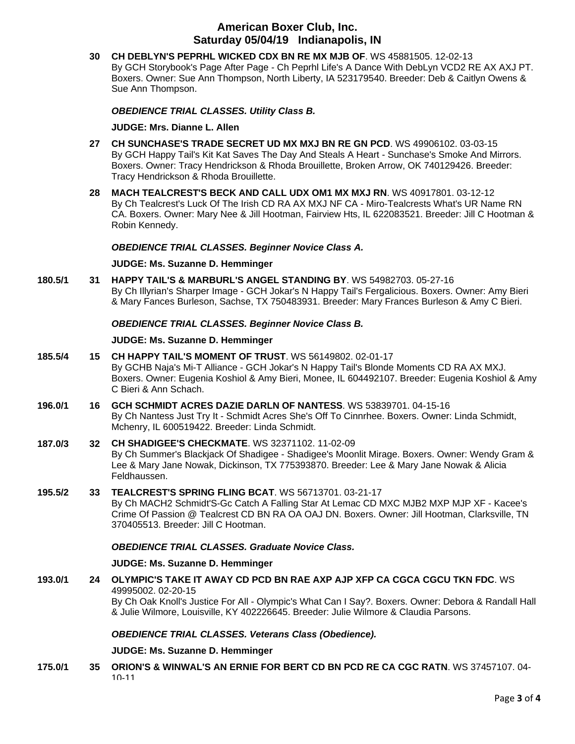**30 CH DEBLYN'S PEPRHL WICKED CDX BN RE MX MJB OF**. WS 45881505. 12-02-13
By GCH Storybook's Page After Page - Ch Peprhl Life's A Dance With DebLyn VCD2 RE AX AXJ PT. Boxers. Owner: Sue Ann Thompson, North Liberty, IA 523179540. Breeder: Deb & Caitlyn Owens & Sue Ann Thompson.

***OBEDIENCE TRIAL CLASSES. Utility Class B.***

**JUDGE: Mrs. Dianne L. Allen**

**27 CH SUNCHASE'S TRADE SECRET UD MX MXJ BN RE GN PCD**. WS 49906102. 03-03-15
By GCH Happy Tail's Kit Kat Saves The Day And Steals A Heart - Sunchase's Smoke And Mirrors. Boxers. Owner: Tracy Hendrickson & Rhoda Brouillette, Broken Arrow, OK 740129426. Breeder: Tracy Hendrickson & Rhoda Brouillette.

**28 MACH TEALCREST'S BECK AND CALL UDX OM1 MX MXJ RN**. WS 40917801. 03-12-12
By Ch Tealcrest's Luck Of The Irish CD RA AX MXJ NF CA - Miro-Tealcrests What's UR Name RN CA. Boxers. Owner: Mary Nee & Jill Hootman, Fairview Hts, IL 622083521. Breeder: Jill C Hootman & Robin Kennedy.

***OBEDIENCE TRIAL CLASSES. Beginner Novice Class A.***

**JUDGE: Ms. Suzanne D. Hemminger**

**180.5/1 31 HAPPY TAIL'S & MARBURL'S ANGEL STANDING BY**. WS 54982703. 05-27-16
By Ch Illyrian's Sharper Image - GCH Jokar's N Happy Tail's Fergalicious. Boxers. Owner: Amy Bieri & Mary Fances Burleson, Sachse, TX 750483931. Breeder: Mary Frances Burleson & Amy C Bieri.

***OBEDIENCE TRIAL CLASSES. Beginner Novice Class B.***

**JUDGE: Ms. Suzanne D. Hemminger**

**185.5/4 15 CH HAPPY TAIL'S MOMENT OF TRUST**. WS 56149802. 02-01-17
By GCHB Naja's Mi-T Alliance - GCH Jokar's N Happy Tail's Blonde Moments CD RA AX MXJ. Boxers. Owner: Eugenia Koshiol & Amy Bieri, Monee, IL 604492107. Breeder: Eugenia Koshiol & Amy C Bieri & Ann Schach.

**196.0/1 16 GCH SCHMIDT ACRES DAZIE DARLN OF NANTESS**. WS 53839701. 04-15-16
By Ch Nantess Just Try It - Schmidt Acres She's Off To Cinnrhee. Boxers. Owner: Linda Schmidt, Mchenry, IL 600519422. Breeder: Linda Schmidt.

**187.0/3 32 CH SHADIGEE'S CHECKMATE**. WS 32371102. 11-02-09
By Ch Summer's Blackjack Of Shadigee - Shadigee's Moonlit Mirage. Boxers. Owner: Wendy Gram & Lee & Mary Jane Nowak, Dickinson, TX 775393870. Breeder: Lee & Mary Jane Nowak & Alicia Feldhaussen.

**195.5/2 33 TEALCREST'S SPRING FLING BCAT**. WS 56713701. 03-21-17
By Ch MACH2 Schmidt'S-Gc Catch A Falling Star At Lemac CD MXC MJB2 MXP MJP XF - Kacee's Crime Of Passion @ Tealcrest CD BN RA OA OAJ DN. Boxers. Owner: Jill Hootman, Clarksville, TN 370405513. Breeder: Jill C Hootman.

***OBEDIENCE TRIAL CLASSES. Graduate Novice Class.***

**JUDGE: Ms. Suzanne D. Hemminger**

**193.0/1 24 OLYMPIC'S TAKE IT AWAY CD PCD BN RAE AXP AJP XFP CA CGCA CGCU TKN FDC**. WS 49995002. 02-20-15
By Ch Oak Knoll's Justice For All - Olympic's What Can I Say?. Boxers. Owner: Debora & Randall Hall & Julie Wilmore, Louisville, KY 402226645. Breeder: Julie Wilmore & Claudia Parsons.

***OBEDIENCE TRIAL CLASSES. Veterans Class (Obedience).***

**JUDGE: Ms. Suzanne D. Hemminger**

**175.0/1 35 ORION'S & WINWAL'S AN ERNIE FOR BERT CD BN PCD RE CA CGC RATN**. WS 37457107. 04-10-11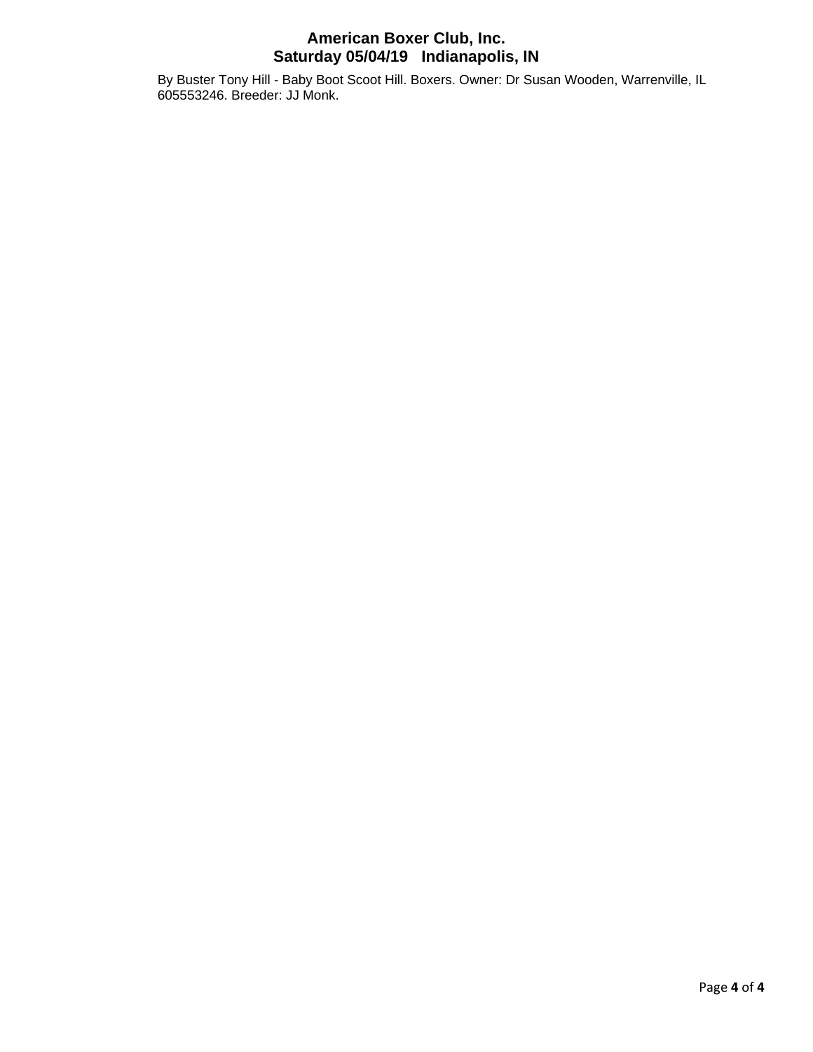By Buster Tony Hill - Baby Boot Scoot Hill. Boxers. Owner: Dr Susan Wooden, Warrenville, IL 605553246. Breeder: JJ Monk.